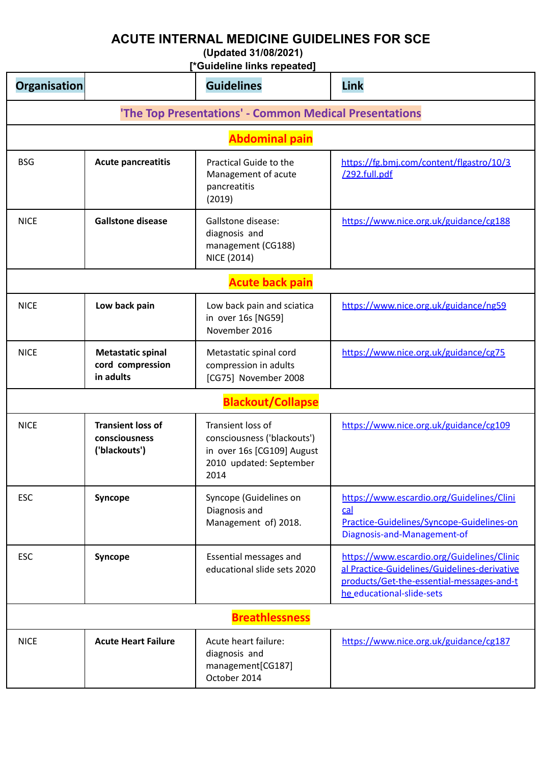# ACUTE INTERNAL MEDICINE GUIDELINES FOR SCE

**(Updated 31/08/2021)**

**[*Guideline links repeated]**

| Organisation | | Guidelines | Link |
|---|---|---|---|
| | | **'The Top Presentations' - Common Medical Presentations** | |
| | | **Abdominal pain** | |
| BSG | **Acute pancreatitis** | Practical Guide to the Management of acute pancreatitis (2019) | https://fg.bmj.com/content/flgastro/10/3/292.full.pdf |
| NICE | **Gallstone disease** | Gallstone disease: diagnosis and management (CG188) NICE (2014) | https://www.nice.org.uk/guidance/cg188 |
| | | **Acute back pain** | |
| NICE | **Low back pain** | Low back pain and sciatica in over 16s [NG59] November 2016 | https://www.nice.org.uk/guidance/ng59 |
| NICE | **Metastatic spinal cord compression in adults** | Metastatic spinal cord compression in adults [CG75] November 2008 | https://www.nice.org.uk/guidance/cg75 |
| | | **Blackout/Collapse** | |
| NICE | **Transient loss of consciousness ('blackouts')** | Transient loss of consciousness ('blackouts') in over 16s [CG109] August 2010 updated: September 2014 | https://www.nice.org.uk/guidance/cg109 |
| ESC | **Syncope** | Syncope (Guidelines on Diagnosis and Management of) 2018. | https://www.escardio.org/Guidelines/Clinical Practice-Guidelines/Syncope-Guidelines-on Diagnosis-and-Management-of |
| ESC | **Syncope** | Essential messages and educational slide sets 2020 | https://www.escardio.org/Guidelines/Clinical Practice-Guidelines/Guidelines-derivative products/Get-the-essential-messages-and-the educational-slide-sets |
| | | **Breathlessness** | |
| NICE | **Acute Heart Failure** | Acute heart failure: diagnosis and management[CG187] October 2014 | https://www.nice.org.uk/guidance/cg187 |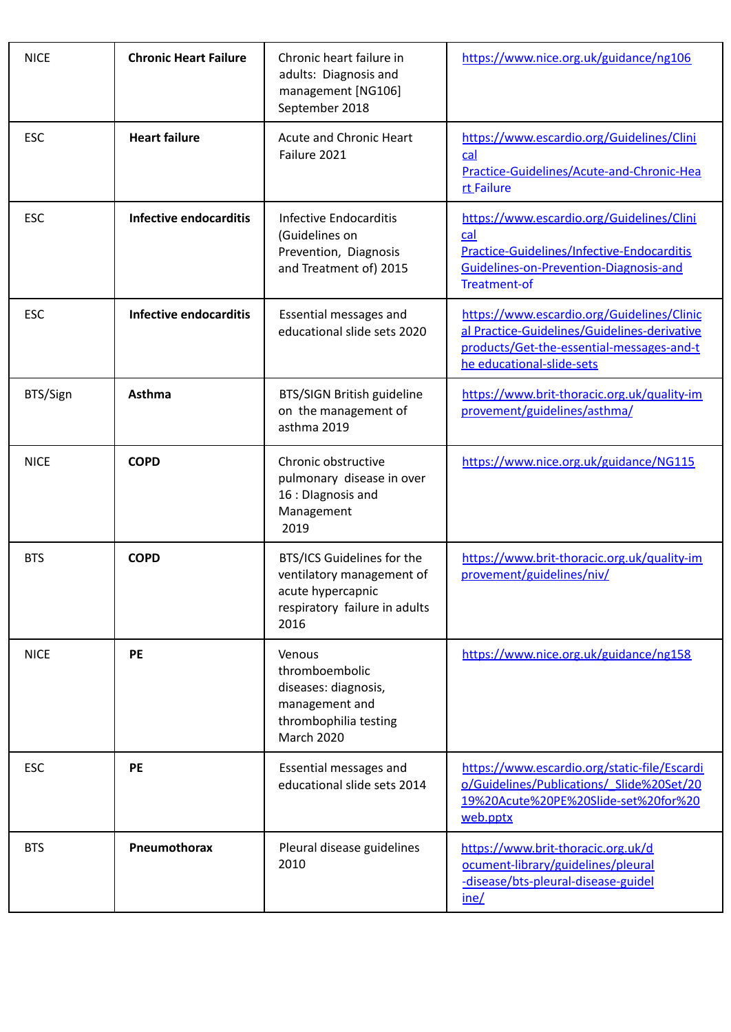| NICE | **Chronic Heart Failure** | Chronic heart failure in adults: Diagnosis and management [NG106] September 2018 | https://www.nice.org.uk/guidance/ng106 |
|---|---|---|---|
| ESC | **Heart failure** | Acute and Chronic Heart Failure 2021 | https://www.escardio.org/Guidelines/Clinical Practice-Guidelines/Acute-and-Chronic-Heart Failure |
| ESC | **Infective endocarditis** | Infective Endocarditis (Guidelines on Prevention, Diagnosis and Treatment of) 2015 | https://www.escardio.org/Guidelines/Clinical Practice-Guidelines/Infective-Endocarditis Guidelines-on-Prevention-Diagnosis-and Treatment-of |
| ESC | **Infective endocarditis** | Essential messages and educational slide sets 2020 | https://www.escardio.org/Guidelines/Clinical Practice-Guidelines/Guidelines-derivative products/Get-the-essential-messages-and-the educational-slide-sets |
| BTS/Sign | **Asthma** | BTS/SIGN British guideline on the management of asthma 2019 | https://www.brit-thoracic.org.uk/quality-improvement/guidelines/asthma/ |
| NICE | **COPD** | Chronic obstructive pulmonary disease in over 16 : DIagnosis and Management 2019 | https://www.nice.org.uk/guidance/NG115 |
| BTS | **COPD** | BTS/ICS Guidelines for the ventilatory management of acute hypercapnic respiratory failure in adults 2016 | https://www.brit-thoracic.org.uk/quality-improvement/guidelines/niv/ |
| NICE | **PE** | Venous thromboembolic diseases: diagnosis, management and thrombophilia testing March 2020 | https://www.nice.org.uk/guidance/ng158 |
| ESC | **PE** | Essential messages and educational slide sets 2014 | https://www.escardio.org/static-file/Escardio/Guidelines/Publications/_Slide%20Set/2019%20Acute%20PE%20Slide-set%20for%20web.pptx |
| BTS | **Pneumothorax** | Pleural disease guidelines 2010 | https://www.brit-thoracic.org.uk/document-library/guidelines/pleural-disease/bts-pleural-disease-guideline/ |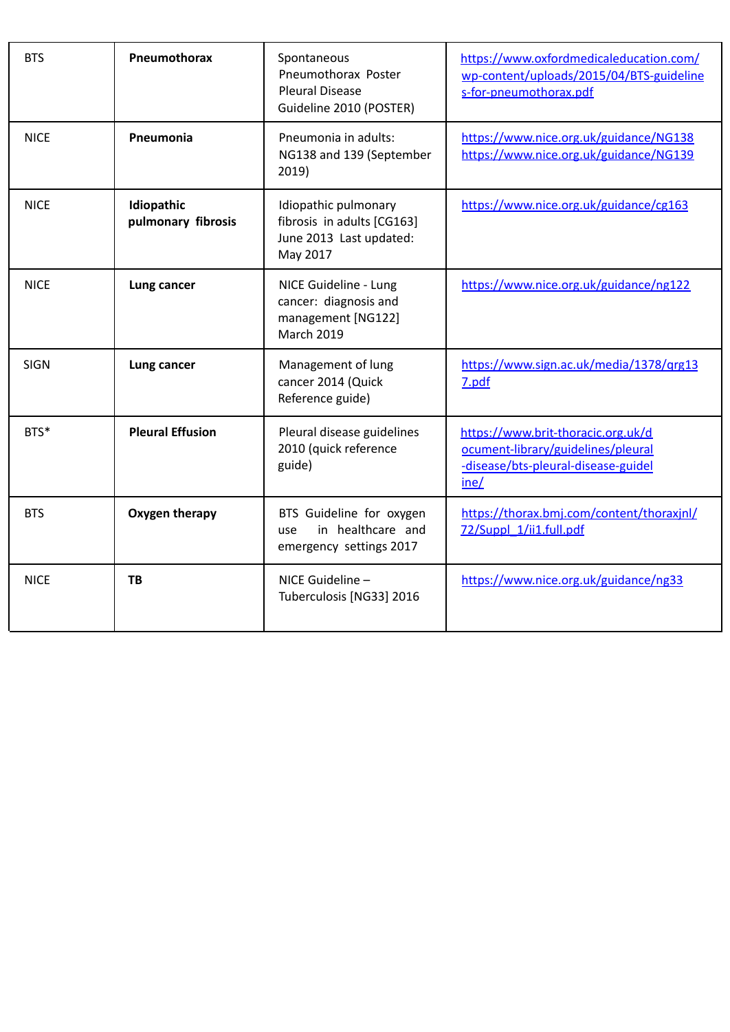| | | | |
|---|---|---|---|
| BTS | **Pneumothorax** | Spontaneous Pneumothorax Poster Pleural Disease Guideline 2010 (POSTER) | https://www.oxfordmedicaleducation.com/wp-content/uploads/2015/04/BTS-guidelines-for-pneumothorax.pdf |
| NICE | **Pneumonia** | Pneumonia in adults: NG138 and 139 (September 2019) | https://www.nice.org.uk/guidance/NG138 https://www.nice.org.uk/guidance/NG139 |
| NICE | **Idiopathic pulmonary fibrosis** | Idiopathic pulmonary fibrosis in adults [CG163] June 2013 Last updated: May 2017 | https://www.nice.org.uk/guidance/cg163 |
| NICE | **Lung cancer** | NICE Guideline - Lung cancer: diagnosis and management [NG122] March 2019 | https://www.nice.org.uk/guidance/ng122 |
| SIGN | **Lung cancer** | Management of lung cancer 2014 (Quick Reference guide) | https://www.sign.ac.uk/media/1378/qrg137.pdf |
| BTS* | **Pleural Effusion** | Pleural disease guidelines 2010 (quick reference guide) | https://www.brit-thoracic.org.uk/document-library/guidelines/pleural-disease/bts-pleural-disease-guideline/ |
| BTS | **Oxygen therapy** | BTS Guideline for oxygen use in healthcare and emergency settings 2017 | https://thorax.bmj.com/content/thoraxjnl/72/Suppl_1/ii1.full.pdf |
| NICE | **TB** | NICE Guideline – Tuberculosis [NG33] 2016 | https://www.nice.org.uk/guidance/ng33 |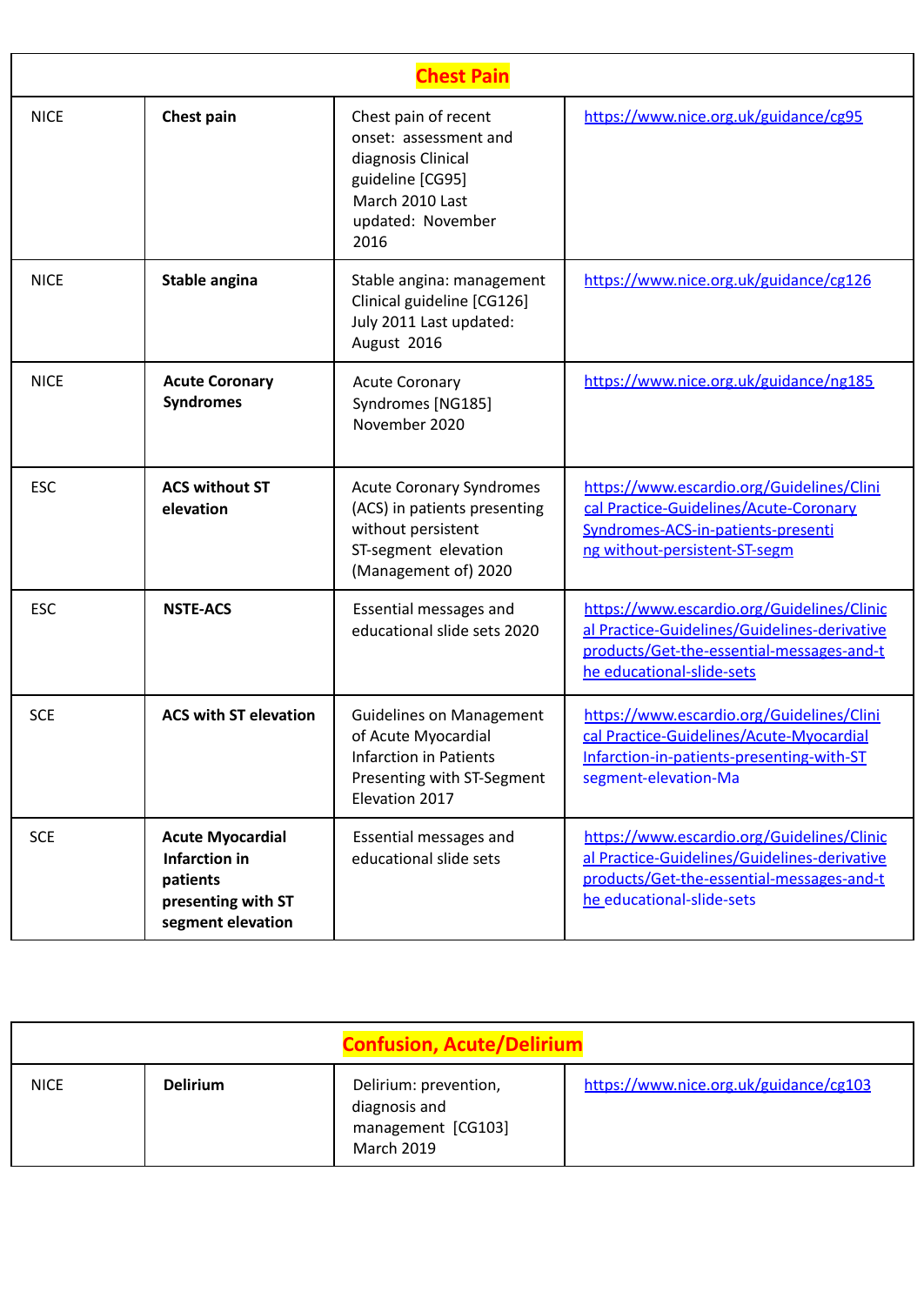| Chest Pain | | | |
|---|---|---|---|
| NICE | **Chest pain** | Chest pain of recent onset: assessment and diagnosis Clinical guideline [CG95] March 2010 Last updated: November 2016 | https://www.nice.org.uk/guidance/cg95 |
| NICE | **Stable angina** | Stable angina: management Clinical guideline [CG126] July 2011 Last updated: August 2016 | https://www.nice.org.uk/guidance/cg126 |
| NICE | **Acute Coronary Syndromes** | Acute Coronary Syndromes [NG185] November 2020 | https://www.nice.org.uk/guidance/ng185 |
| ESC | **ACS without ST elevation** | Acute Coronary Syndromes (ACS) in patients presenting without persistent ST-segment elevation (Management of) 2020 | https://www.escardio.org/Guidelines/Clinical Practice-Guidelines/Acute-Coronary Syndromes-ACS-in-patients-presenting without-persistent-ST-segm |
| ESC | **NSTE-ACS** | Essential messages and educational slide sets 2020 | https://www.escardio.org/Guidelines/Clinical Practice-Guidelines/Guidelines-derivative products/Get-the-essential-messages-and-the educational-slide-sets |
| SCE | **ACS with ST elevation** | Guidelines on Management of Acute Myocardial Infarction in Patients Presenting with ST-Segment Elevation 2017 | https://www.escardio.org/Guidelines/Clinical Practice-Guidelines/Acute-Myocardial Infarction-in-patients-presenting-with-ST segment-elevation-Ma |
| SCE | **Acute Myocardial Infarction in patients presenting with ST segment elevation** | Essential messages and educational slide sets | https://www.escardio.org/Guidelines/Clinical Practice-Guidelines/Guidelines-derivative products/Get-the-essential-messages-and-the educational-slide-sets |

| Confusion, Acute/Delirium | | | |
|---|---|---|---|
| NICE | **Delirium** | Delirium: prevention, diagnosis and management [CG103] March 2019 | https://www.nice.org.uk/guidance/cg103 |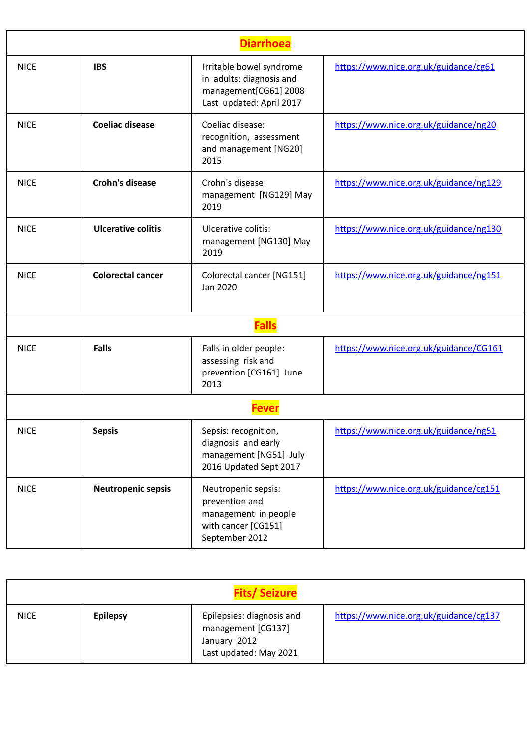| **Diarrhoea** | | | |
|---|---|---|---|
| NICE | **IBS** | Irritable bowel syndrome in adults: diagnosis and management[CG61] 2008 Last updated: April 2017 | https://www.nice.org.uk/guidance/cg61 |
| NICE | **Coeliac disease** | Coeliac disease: recognition, assessment and management [NG20] 2015 | https://www.nice.org.uk/guidance/ng20 |
| NICE | **Crohn's disease** | Crohn's disease: management [NG129] May 2019 | https://www.nice.org.uk/guidance/ng129 |
| NICE | **Ulcerative colitis** | Ulcerative colitis: management [NG130] May 2019 | https://www.nice.org.uk/guidance/ng130 |
| NICE | **Colorectal cancer** | Colorectal cancer [NG151] Jan 2020 | https://www.nice.org.uk/guidance/ng151 |
| **Falls** | | | |
| NICE | **Falls** | Falls in older people: assessing risk and prevention [CG161] June 2013 | https://www.nice.org.uk/guidance/CG161 |
| **Fever** | | | |
| NICE | **Sepsis** | Sepsis: recognition, diagnosis and early management [NG51] July 2016 Updated Sept 2017 | https://www.nice.org.uk/guidance/ng51 |
| NICE | **Neutropenic sepsis** | Neutropenic sepsis: prevention and management in people with cancer [CG151] September 2012 | https://www.nice.org.uk/guidance/cg151 |

| **Fits/ Seizure** | | | |
|---|---|---|---|
| NICE | **Epilepsy** | Epilepsies: diagnosis and management [CG137] January 2012 Last updated: May 2021 | https://www.nice.org.uk/guidance/cg137 |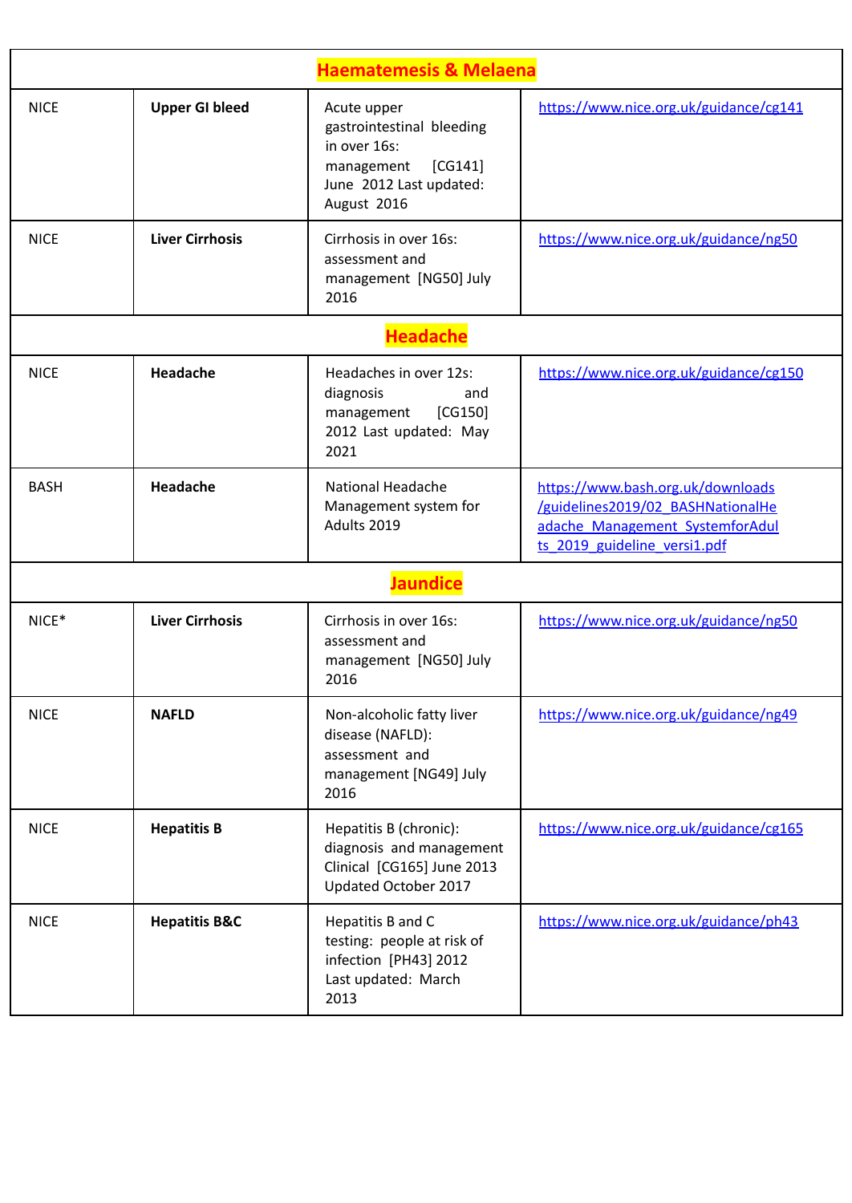| Haematemesis & Melaena | | | |
|---|---|---|---|
| NICE | **Upper GI bleed** | Acute upper gastrointestinal bleeding in over 16s: management [CG141] June 2012 Last updated: August 2016 | https://www.nice.org.uk/guidance/cg141 |
| NICE | **Liver Cirrhosis** | Cirrhosis in over 16s: assessment and management [NG50] July 2016 | https://www.nice.org.uk/guidance/ng50 |
| **Headache** | | | |
| NICE | **Headache** | Headaches in over 12s: diagnosis and management [CG150] 2012 Last updated: May 2021 | https://www.nice.org.uk/guidance/cg150 |
| BASH | **Headache** | National Headache Management system for Adults 2019 | https://www.bash.org.uk/downloads/guidelines2019/02_BASHNationalHeadache_Management_SystemforAdults_2019_guideline_versi1.pdf |
| **Jaundice** | | | |
| NICE* | **Liver Cirrhosis** | Cirrhosis in over 16s: assessment and management [NG50] July 2016 | https://www.nice.org.uk/guidance/ng50 |
| NICE | **NAFLD** | Non-alcoholic fatty liver disease (NAFLD): assessment and management [NG49] July 2016 | https://www.nice.org.uk/guidance/ng49 |
| NICE | **Hepatitis B** | Hepatitis B (chronic): diagnosis and management Clinical [CG165] June 2013 Updated October 2017 | https://www.nice.org.uk/guidance/cg165 |
| NICE | **Hepatitis B&C** | Hepatitis B and C testing: people at risk of infection [PH43] 2012 Last updated: March 2013 | https://www.nice.org.uk/guidance/ph43 |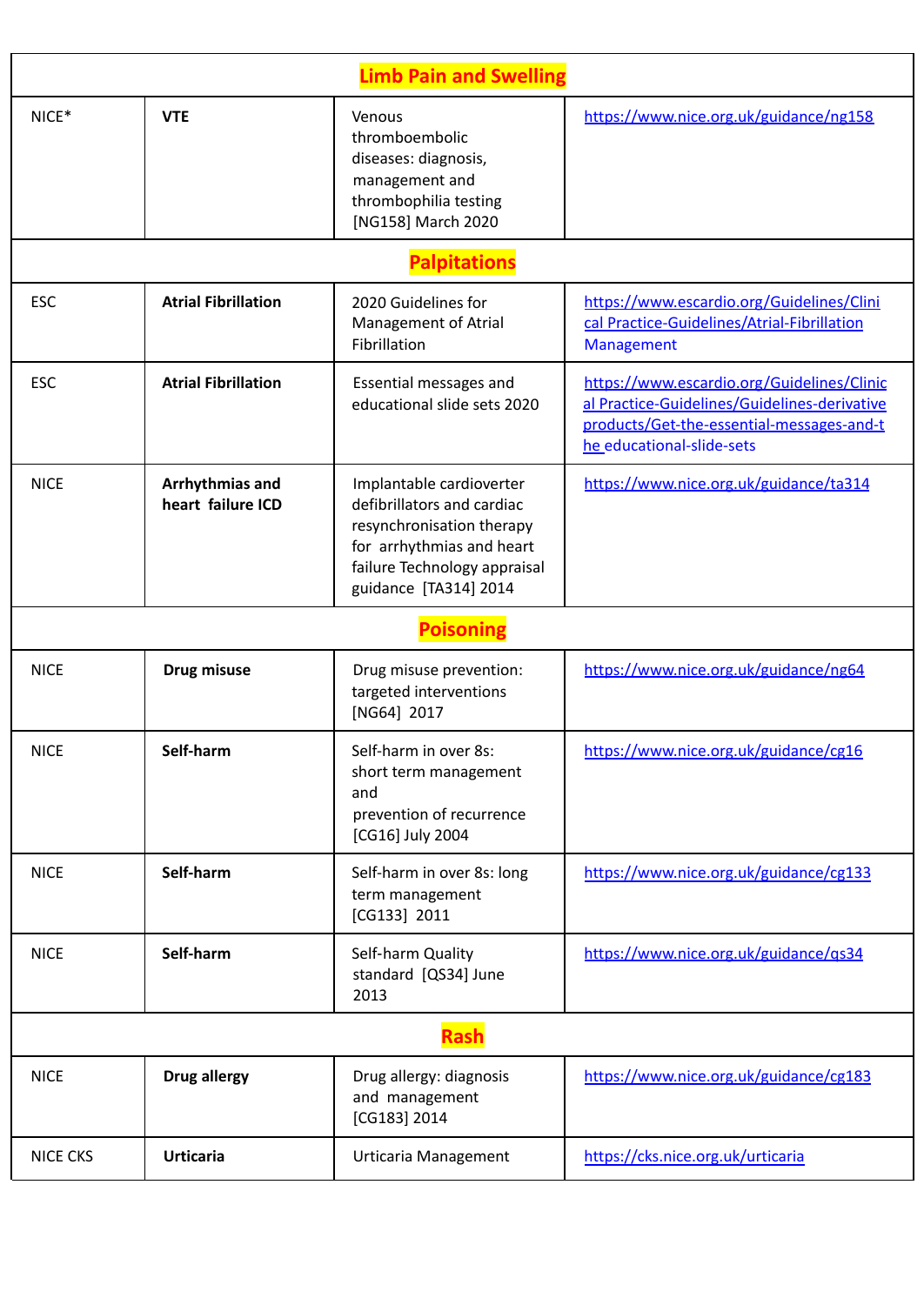| Limb Pain and Swelling | | | |
|---|---|---|---|
| NICE* | **VTE** | Venous thromboembolic diseases: diagnosis, management and thrombophilia testing [NG158] March 2020 | https://www.nice.org.uk/guidance/ng158 |
| **Palpitations** | | | |
| ESC | **Atrial Fibrillation** | 2020 Guidelines for Management of Atrial Fibrillation | https://www.escardio.org/Guidelines/Clinical Practice-Guidelines/Atrial-Fibrillation Management |
| ESC | **Atrial Fibrillation** | Essential messages and educational slide sets 2020 | https://www.escardio.org/Guidelines/Clinical Practice-Guidelines/Guidelines-derivative products/Get-the-essential-messages-and-the educational-slide-sets |
| NICE | **Arrhythmias and heart failure ICD** | Implantable cardioverter defibrillators and cardiac resynchronisation therapy for arrhythmias and heart failure Technology appraisal guidance [TA314] 2014 | https://www.nice.org.uk/guidance/ta314 |
| **Poisoning** | | | |
| NICE | **Drug misuse** | Drug misuse prevention: targeted interventions [NG64] 2017 | https://www.nice.org.uk/guidance/ng64 |
| NICE | **Self-harm** | Self-harm in over 8s: short term management and prevention of recurrence [CG16] July 2004 | https://www.nice.org.uk/guidance/cg16 |
| NICE | **Self-harm** | Self-harm in over 8s: long term management [CG133] 2011 | https://www.nice.org.uk/guidance/cg133 |
| NICE | **Self-harm** | Self-harm Quality standard [QS34] June 2013 | https://www.nice.org.uk/guidance/qs34 |
| **Rash** | | | |
| NICE | **Drug allergy** | Drug allergy: diagnosis and management [CG183] 2014 | https://www.nice.org.uk/guidance/cg183 |
| NICE CKS | **Urticaria** | Urticaria Management | https://cks.nice.org.uk/urticaria |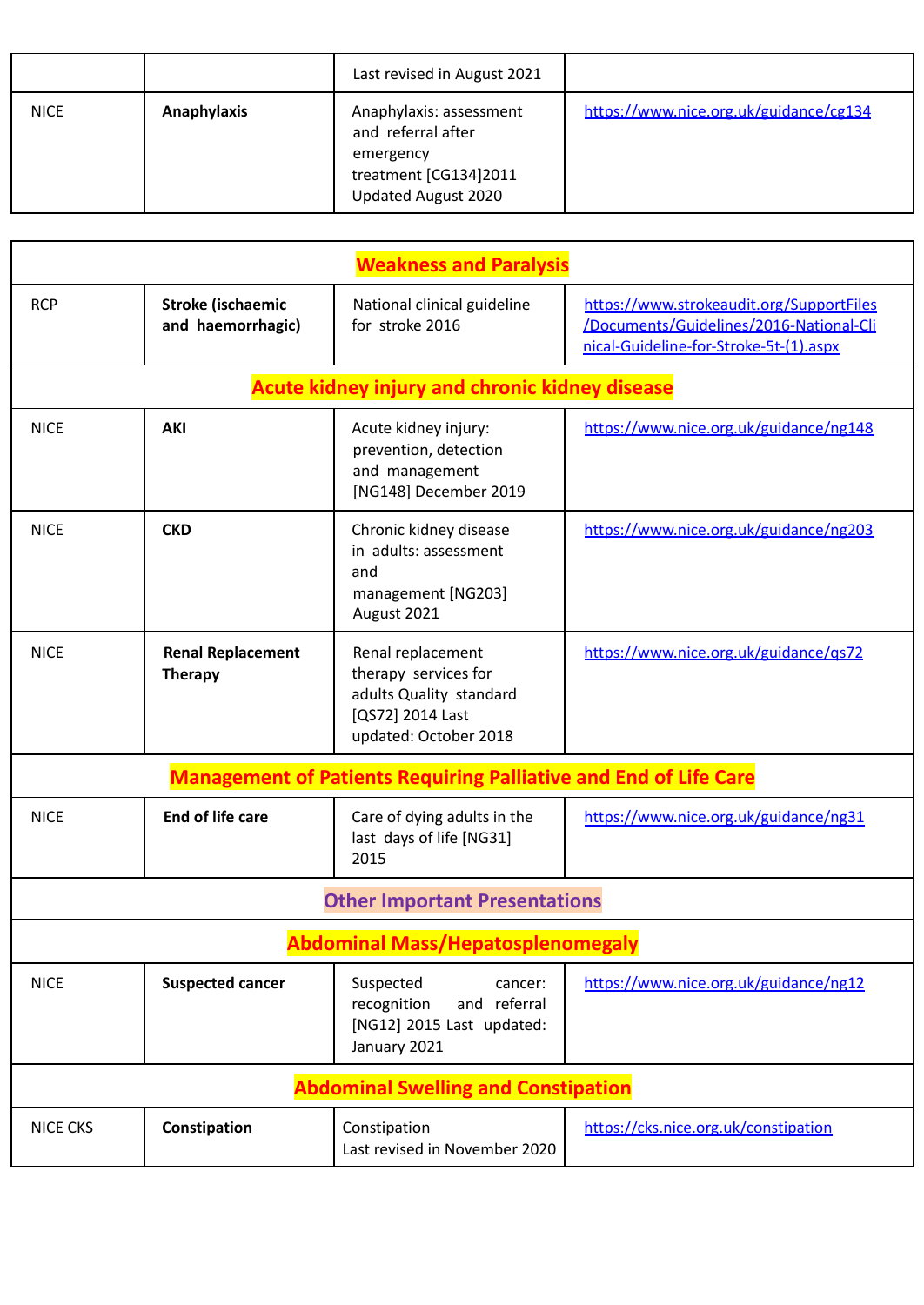| | | Last revised in August 2021 | |
|---|---|---|---|
| NICE | **Anaphylaxis** | Anaphylaxis: assessment and referral after emergency treatment [CG134]2011 Updated August 2020 | https://www.nice.org.uk/guidance/cg134 |

| | | | |
|---|---|---|---|
| **Weakness and Paralysis** | | | |
| RCP | **Stroke (ischaemic and haemorrhagic)** | National clinical guideline for stroke 2016 | https://www.strokeaudit.org/SupportFiles/Documents/Guidelines/2016-National-Clinical-Guideline-for-Stroke-5t-(1).aspx |
| **Acute kidney injury and chronic kidney disease** | | | |
| NICE | **AKI** | Acute kidney injury: prevention, detection and management [NG148] December 2019 | https://www.nice.org.uk/guidance/ng148 |
| NICE | **CKD** | Chronic kidney disease in adults: assessment and management [NG203] August 2021 | https://www.nice.org.uk/guidance/ng203 |
| NICE | **Renal Replacement Therapy** | Renal replacement therapy services for adults Quality standard [QS72] 2014 Last updated: October 2018 | https://www.nice.org.uk/guidance/qs72 |
| **Management of Patients Requiring Palliative and End of Life Care** | | | |
| NICE | **End of life care** | Care of dying adults in the last days of life [NG31] 2015 | https://www.nice.org.uk/guidance/ng31 |
| **Other Important Presentations** | | | |
| **Abdominal Mass/Hepatosplenomegaly** | | | |
| NICE | **Suspected cancer** | Suspected cancer: recognition and referral [NG12] 2015 Last updated: January 2021 | https://www.nice.org.uk/guidance/ng12 |
| **Abdominal Swelling and Constipation** | | | |
| NICE CKS | **Constipation** | Constipation Last revised in November 2020 | https://cks.nice.org.uk/constipation |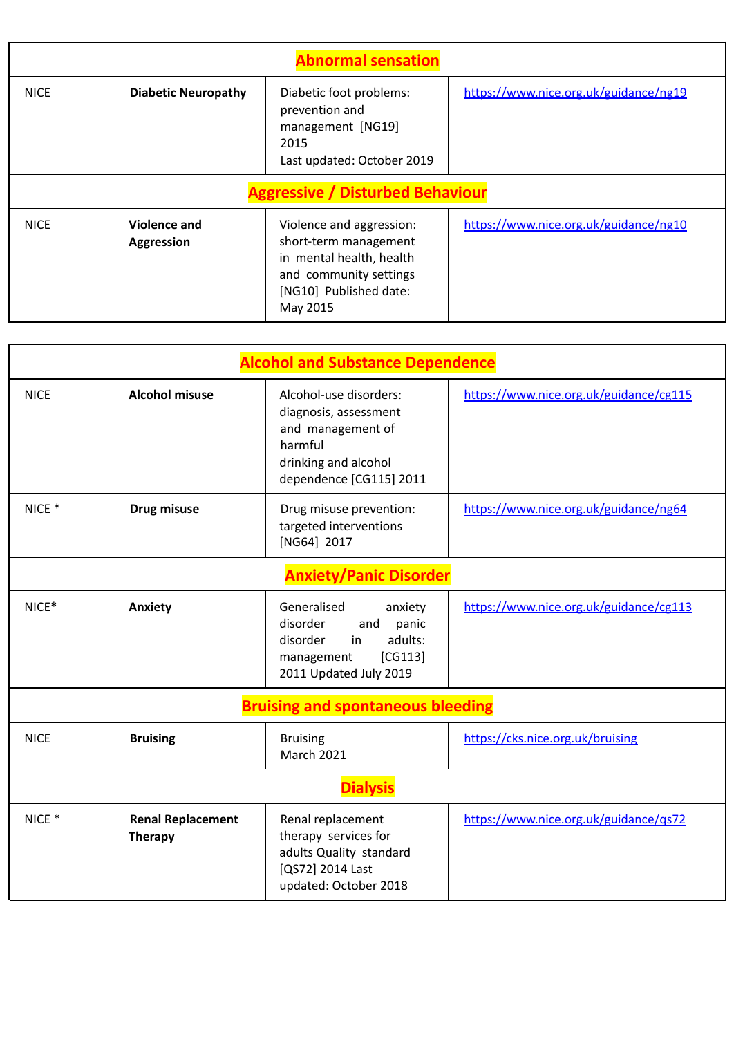| Abnormal sensation | | | |
|---|---|---|---|
| NICE | **Diabetic Neuropathy** | Diabetic foot problems: prevention and management [NG19] 2015 Last updated: October 2019 | https://www.nice.org.uk/guidance/ng19 |
| **Aggressive / Disturbed Behaviour** | | | |
| NICE | **Violence and Aggression** | Violence and aggression: short-term management in mental health, health and community settings [NG10] Published date: May 2015 | https://www.nice.org.uk/guidance/ng10 |

| Alcohol and Substance Dependence | | | |
|---|---|---|---|
| NICE | **Alcohol misuse** | Alcohol-use disorders: diagnosis, assessment and management of harmful drinking and alcohol dependence [CG115] 2011 | https://www.nice.org.uk/guidance/cg115 |
| NICE * | **Drug misuse** | Drug misuse prevention: targeted interventions [NG64] 2017 | https://www.nice.org.uk/guidance/ng64 |
| **Anxiety/Panic Disorder** | | | |
| NICE* | **Anxiety** | Generalised anxiety disorder and panic disorder in adults: management [CG113] 2011 Updated July 2019 | https://www.nice.org.uk/guidance/cg113 |
| **Bruising and spontaneous bleeding** | | | |
| NICE | **Bruising** | Bruising March 2021 | https://cks.nice.org.uk/bruising |
| **Dialysis** | | | |
| NICE * | **Renal Replacement Therapy** | Renal replacement therapy services for adults Quality standard [QS72] 2014 Last updated: October 2018 | https://www.nice.org.uk/guidance/qs72 |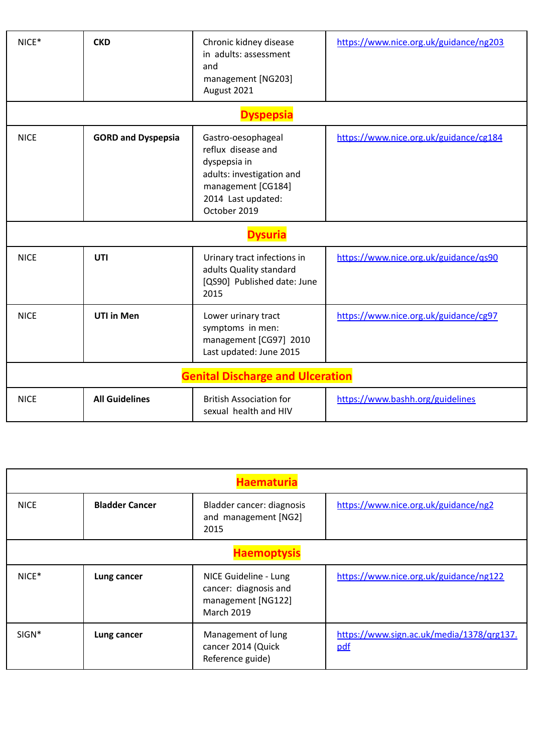| NICE* | **CKD** | Chronic kidney disease in adults: assessment and management [NG203] August 2021 | https://www.nice.org.uk/guidance/ng203 |
|---|---|---|---|
| **Dyspepsia** | | | |
| NICE | **GORD and Dyspepsia** | Gastro-oesophageal reflux disease and dyspepsia in adults: investigation and management [CG184] 2014 Last updated: October 2019 | https://www.nice.org.uk/guidance/cg184 |
| **Dysuria** | | | |
| NICE | **UTI** | Urinary tract infections in adults Quality standard [QS90] Published date: June 2015 | https://www.nice.org.uk/guidance/qs90 |
| NICE | **UTI in Men** | Lower urinary tract symptoms in men: management [CG97] 2010 Last updated: June 2015 | https://www.nice.org.uk/guidance/cg97 |
| **Genital Discharge and Ulceration** | | | |
| NICE | **All Guidelines** | British Association for sexual health and HIV | https://www.bashh.org/guidelines |

| **Haematuria** | | | |
|---|---|---|---|
| NICE | **Bladder Cancer** | Bladder cancer: diagnosis and management [NG2] 2015 | https://www.nice.org.uk/guidance/ng2 |
| **Haemoptysis** | | | |
| NICE* | **Lung cancer** | NICE Guideline - Lung cancer: diagnosis and management [NG122] March 2019 | https://www.nice.org.uk/guidance/ng122 |
| SIGN* | **Lung cancer** | Management of lung cancer 2014 (Quick Reference guide) | https://www.sign.ac.uk/media/1378/qrg137.pdf |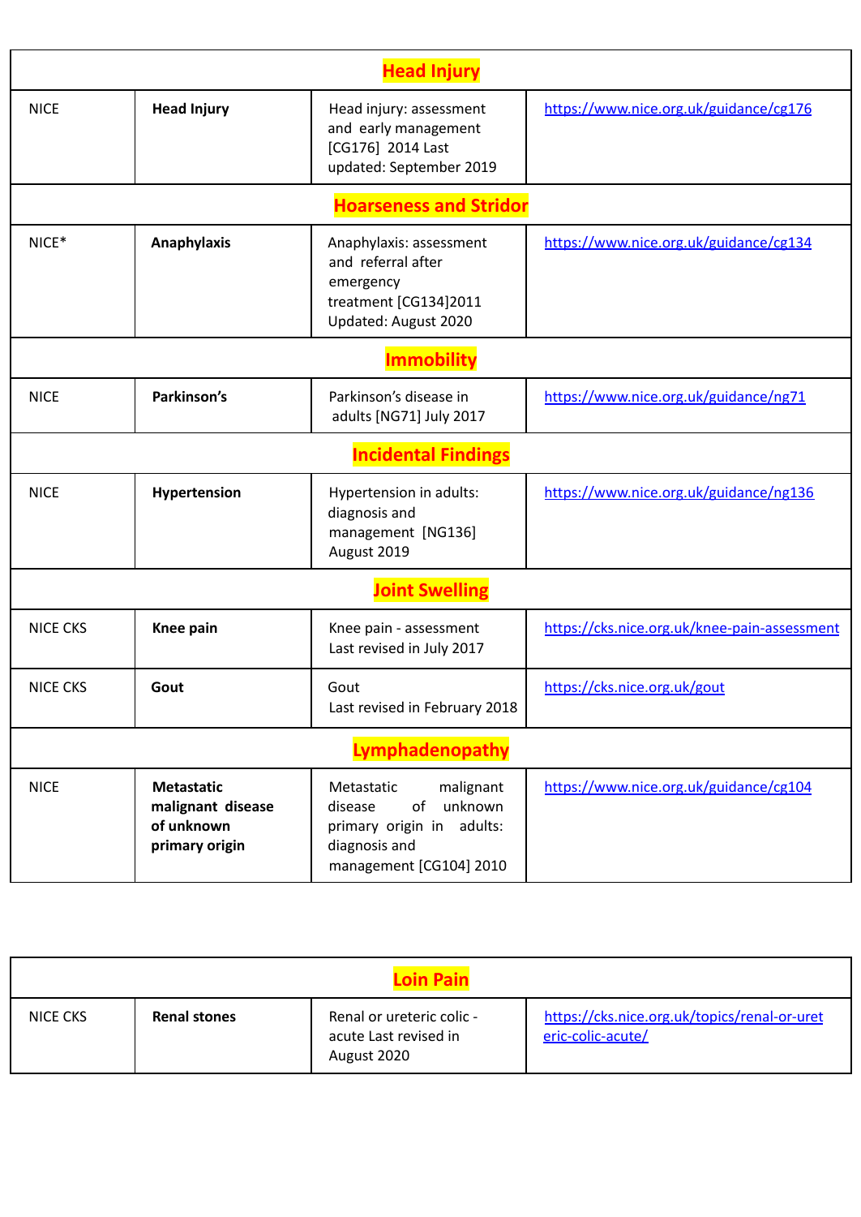| | | | |
|---|---|---|---|
| **Head Injury** | | | |
| NICE | **Head Injury** | Head injury: assessment and early management [CG176] 2014 Last updated: September 2019 | https://www.nice.org.uk/guidance/cg176 |
| **Hoarseness and Stridor** | | | |
| NICE* | **Anaphylaxis** | Anaphylaxis: assessment and referral after emergency treatment [CG134]2011 Updated: August 2020 | https://www.nice.org.uk/guidance/cg134 |
| **Immobility** | | | |
| NICE | **Parkinson's** | Parkinson's disease in adults [NG71] July 2017 | https://www.nice.org.uk/guidance/ng71 |
| **Incidental Findings** | | | |
| NICE | **Hypertension** | Hypertension in adults: diagnosis and management [NG136] August 2019 | https://www.nice.org.uk/guidance/ng136 |
| **Joint Swelling** | | | |
| NICE CKS | **Knee pain** | Knee pain - assessment Last revised in July 2017 | https://cks.nice.org.uk/knee-pain-assessment |
| NICE CKS | **Gout** | Gout Last revised in February 2018 | https://cks.nice.org.uk/gout |
| **Lymphadenopathy** | | | |
| NICE | **Metastatic malignant disease of unknown primary origin** | Metastatic malignant disease of unknown primary origin in adults: diagnosis and management [CG104] 2010 | https://www.nice.org.uk/guidance/cg104 |

| | | | |
|---|---|---|---|
| **Loin Pain** | | | |
| NICE CKS | **Renal stones** | Renal or ureteric colic - acute Last revised in August 2020 | https://cks.nice.org.uk/topics/renal-or-ureteric-colic-acute/ |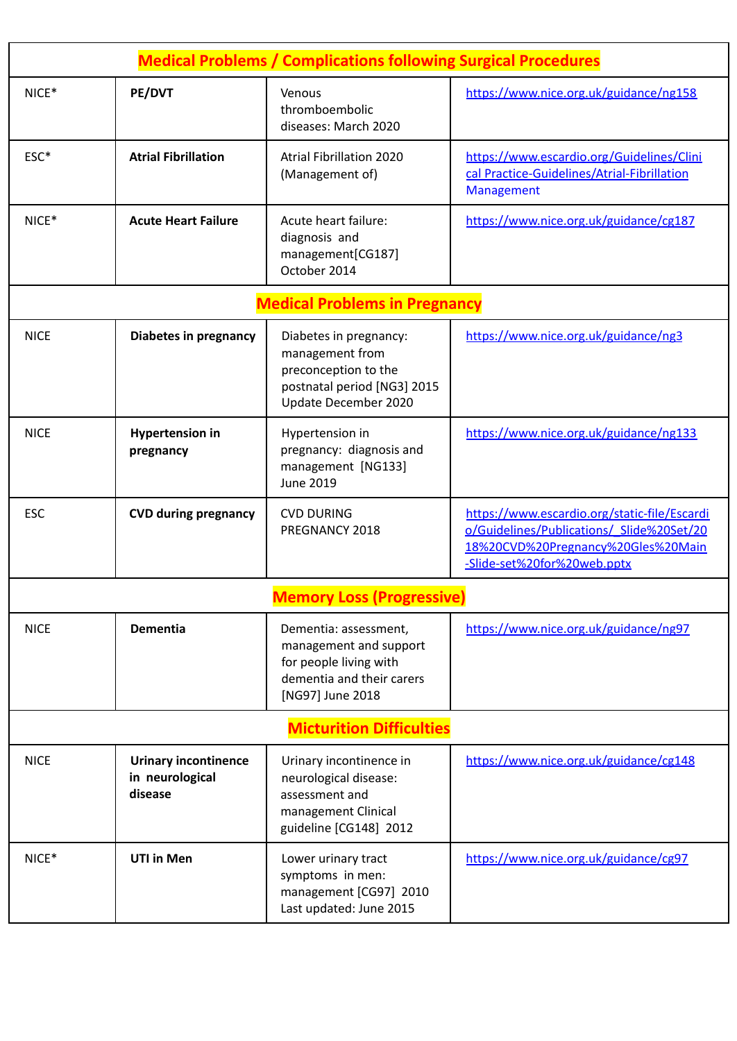| | | | |
|---|---|---|---|
| **Medical Problems / Complications following Surgical Procedures** | | | |
| NICE* | **PE/DVT** | Venous thromboembolic diseases: March 2020 | https://www.nice.org.uk/guidance/ng158 |
| ESC* | **Atrial Fibrillation** | Atrial Fibrillation 2020 (Management of) | https://www.escardio.org/Guidelines/Clinical Practice-Guidelines/Atrial-Fibrillation Management |
| NICE* | **Acute Heart Failure** | Acute heart failure: diagnosis and management[CG187] October 2014 | https://www.nice.org.uk/guidance/cg187 |
| **Medical Problems in Pregnancy** | | | |
| NICE | **Diabetes in pregnancy** | Diabetes in pregnancy: management from preconception to the postnatal period [NG3] 2015 Update December 2020 | https://www.nice.org.uk/guidance/ng3 |
| NICE | **Hypertension in pregnancy** | Hypertension in pregnancy: diagnosis and management [NG133] June 2019 | https://www.nice.org.uk/guidance/ng133 |
| ESC | **CVD during pregnancy** | CVD DURING PREGNANCY 2018 | https://www.escardio.org/static-file/Escardio/Guidelines/Publications/_Slide%20Set/2018%20CVD%20Pregnancy%20Gles%20Main-Slide-set%20for%20web.pptx |
| **Memory Loss (Progressive)** | | | |
| NICE | **Dementia** | Dementia: assessment, management and support for people living with dementia and their carers [NG97] June 2018 | https://www.nice.org.uk/guidance/ng97 |
| **Micturition Difficulties** | | | |
| NICE | **Urinary incontinence in neurological disease** | Urinary incontinence in neurological disease: assessment and management Clinical guideline [CG148] 2012 | https://www.nice.org.uk/guidance/cg148 |
| NICE* | **UTI in Men** | Lower urinary tract symptoms in men: management [CG97] 2010 Last updated: June 2015 | https://www.nice.org.uk/guidance/cg97 |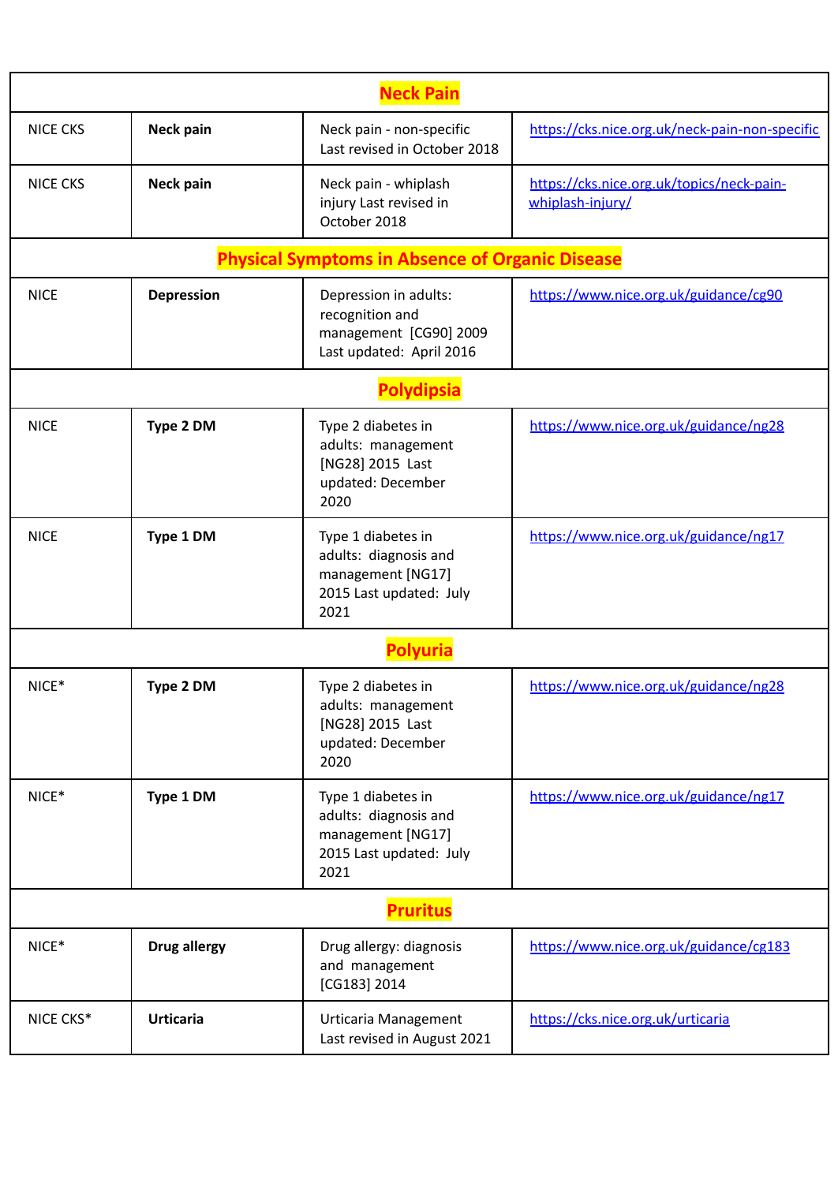| Neck Pain | | | |
|---|---|---|---|
| NICE CKS | **Neck pain** | Neck pain - non-specific Last revised in October 2018 | https://cks.nice.org.uk/neck-pain-non-specific |
| NICE CKS | **Neck pain** | Neck pain - whiplash injury Last revised in October 2018 | https://cks.nice.org.uk/topics/neck-pain-whiplash-injury/ |
| **Physical Symptoms in Absence of Organic Disease** | | | |
| NICE | **Depression** | Depression in adults: recognition and management [CG90] 2009 Last updated: April 2016 | https://www.nice.org.uk/guidance/cg90 |
| **Polydipsia** | | | |
| NICE | **Type 2 DM** | Type 2 diabetes in adults: management [NG28] 2015 Last updated: December 2020 | https://www.nice.org.uk/guidance/ng28 |
| NICE | **Type 1 DM** | Type 1 diabetes in adults: diagnosis and management [NG17] 2015 Last updated: July 2021 | https://www.nice.org.uk/guidance/ng17 |
| **Polyuria** | | | |
| NICE* | **Type 2 DM** | Type 2 diabetes in adults: management [NG28] 2015 Last updated: December 2020 | https://www.nice.org.uk/guidance/ng28 |
| NICE* | **Type 1 DM** | Type 1 diabetes in adults: diagnosis and management [NG17] 2015 Last updated: July 2021 | https://www.nice.org.uk/guidance/ng17 |
| **Pruritus** | | | |
| NICE* | **Drug allergy** | Drug allergy: diagnosis and management [CG183] 2014 | https://www.nice.org.uk/guidance/cg183 |
| NICE CKS* | **Urticaria** | Urticaria Management Last revised in August 2021 | https://cks.nice.org.uk/urticaria |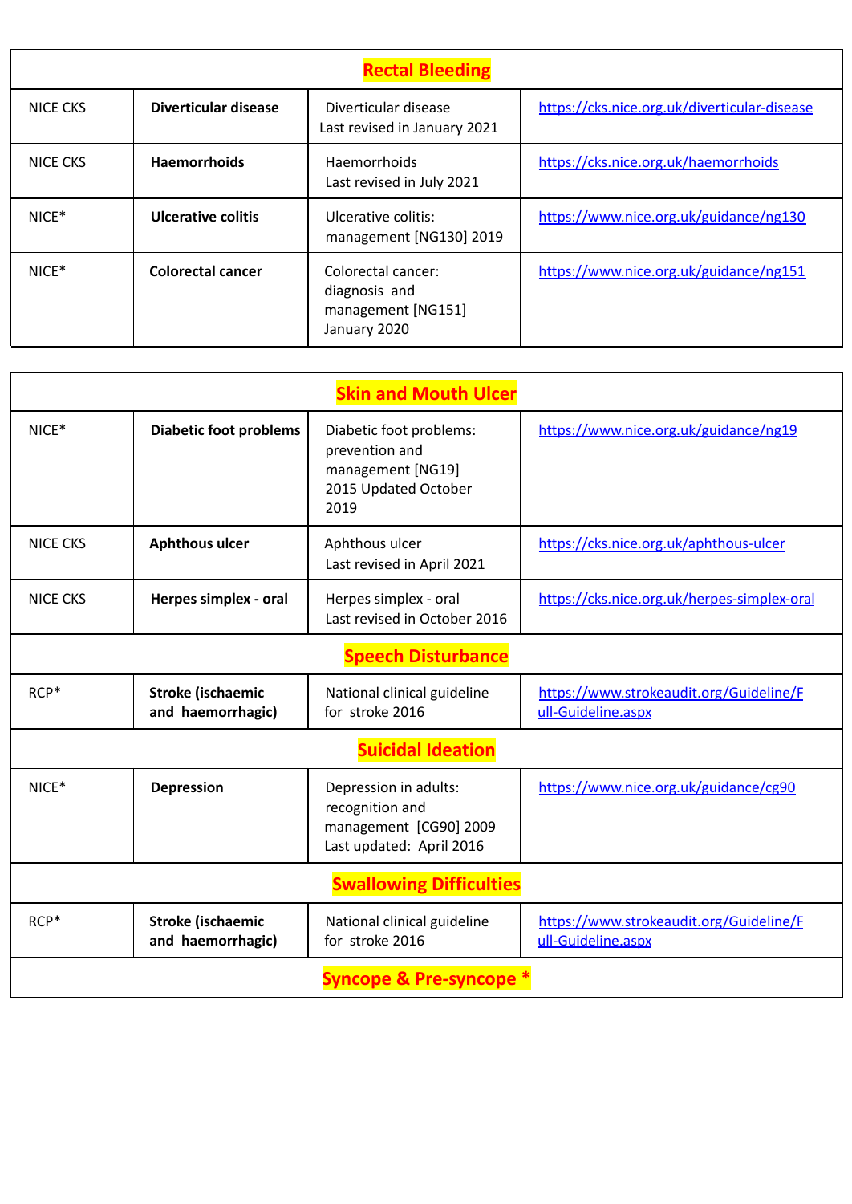| Rectal Bleeding | | | |
|---|---|---|---|
| NICE CKS | **Diverticular disease** | Diverticular disease Last revised in January 2021 | https://cks.nice.org.uk/diverticular-disease |
| NICE CKS | **Haemorrhoids** | Haemorrhoids Last revised in July 2021 | https://cks.nice.org.uk/haemorrhoids |
| NICE* | **Ulcerative colitis** | Ulcerative colitis: management [NG130] 2019 | https://www.nice.org.uk/guidance/ng130 |
| NICE* | **Colorectal cancer** | Colorectal cancer: diagnosis and management [NG151] January 2020 | https://www.nice.org.uk/guidance/ng151 |

| Skin and Mouth Ulcer | | | |
|---|---|---|---|
| NICE* | **Diabetic foot problems** | Diabetic foot problems: prevention and management [NG19] 2015 Updated October 2019 | https://www.nice.org.uk/guidance/ng19 |
| NICE CKS | **Aphthous ulcer** | Aphthous ulcer Last revised in April 2021 | https://cks.nice.org.uk/aphthous-ulcer |
| NICE CKS | **Herpes simplex - oral** | Herpes simplex - oral Last revised in October 2016 | https://cks.nice.org.uk/herpes-simplex-oral |
| **Speech Disturbance** | | | |
| RCP* | **Stroke (ischaemic and haemorrhagic)** | National clinical guideline for stroke 2016 | https://www.strokeaudit.org/Guideline/Full-Guideline.aspx |
| **Suicidal Ideation** | | | |
| NICE* | **Depression** | Depression in adults: recognition and management [CG90] 2009 Last updated: April 2016 | https://www.nice.org.uk/guidance/cg90 |
| **Swallowing Difficulties** | | | |
| RCP* | **Stroke (ischaemic and haemorrhagic)** | National clinical guideline for stroke 2016 | https://www.strokeaudit.org/Guideline/Full-Guideline.aspx |
| **Syncope & Pre-syncope *** | | | |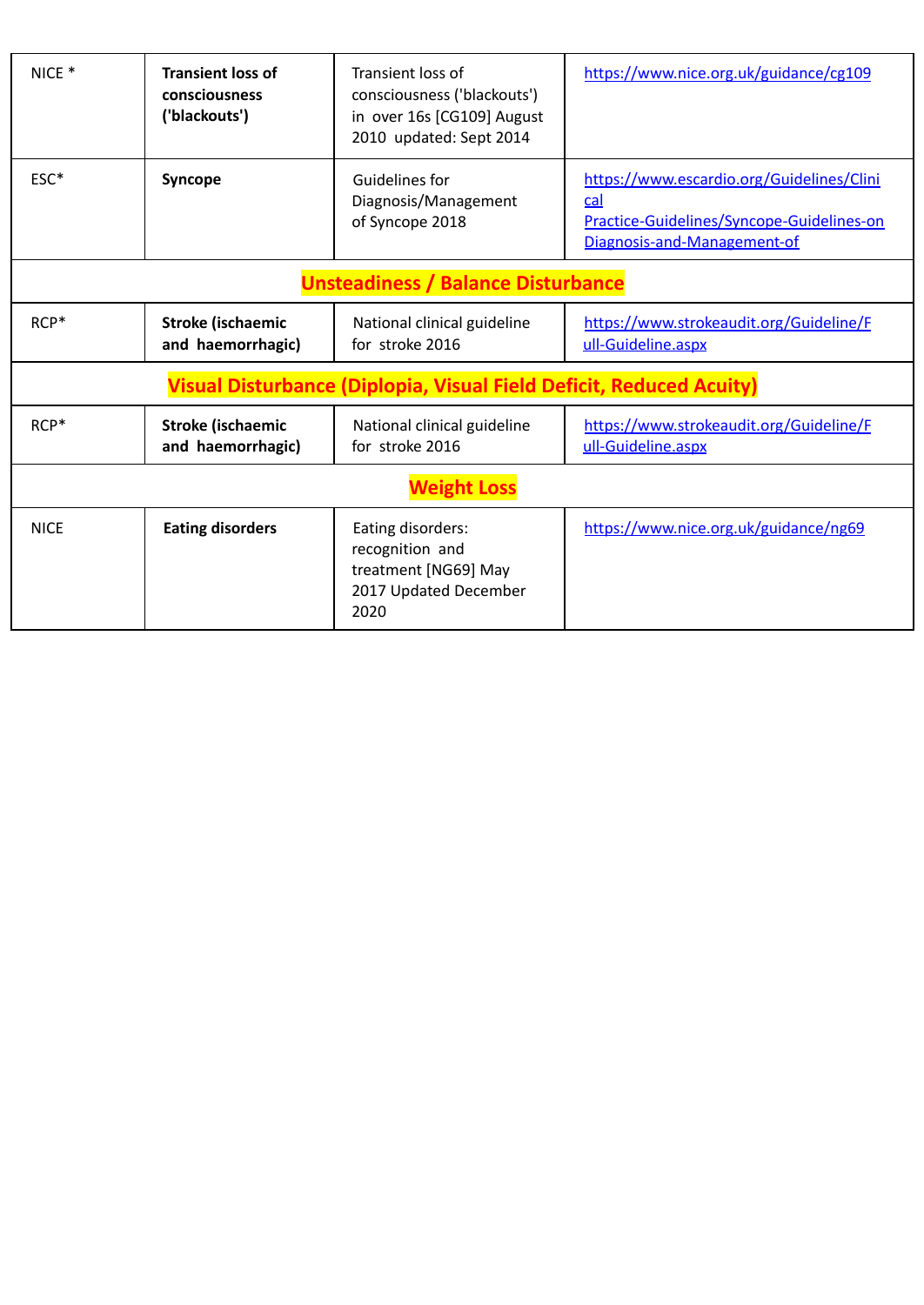| | | | |
|---|---|---|---|
| NICE * | **Transient loss of consciousness ('blackouts')** | Transient loss of consciousness ('blackouts') in over 16s [CG109] August 2010 updated: Sept 2014 | https://www.nice.org.uk/guidance/cg109 |
| ESC* | **Syncope** | Guidelines for Diagnosis/Management of Syncope 2018 | https://www.escardio.org/Guidelines/Clinical Practice-Guidelines/Syncope-Guidelines-on Diagnosis-and-Management-of |
| | **Unsteadiness / Balance Disturbance** | | |
| RCP* | **Stroke (ischaemic and haemorrhagic)** | National clinical guideline for stroke 2016 | https://www.strokeaudit.org/Guideline/Full-Guideline.aspx |
| | **Visual Disturbance (Diplopia, Visual Field Deficit, Reduced Acuity)** | | |
| RCP* | **Stroke (ischaemic and haemorrhagic)** | National clinical guideline for stroke 2016 | https://www.strokeaudit.org/Guideline/Full-Guideline.aspx |
| | **Weight Loss** | | |
| NICE | **Eating disorders** | Eating disorders: recognition and treatment [NG69] May 2017 Updated December 2020 | https://www.nice.org.uk/guidance/ng69 |